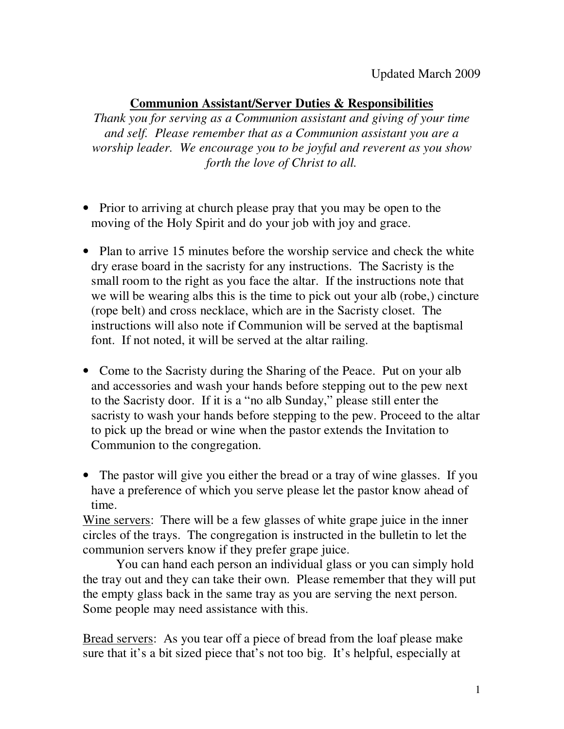Updated March 2009

## **Communion Assistant/Server Duties & Responsibilities**

*Thank you for serving as a Communion assistant and giving of your time and self. Please remember that as a Communion assistant you are a worship leader. We encourage you to be joyful and reverent as you show forth the love of Christ to all.*

- Prior to arriving at church please pray that you may be open to the moving of the Holy Spirit and do your job with joy and grace.

- Plan to arrive 15 minutes before the worship service and check the white dry erase board in the sacristy for any instructions. The Sacristy is the small room to the right as you face the altar. If the instructions note that we will be wearing albs this is the time to pick out your alb (robe,) cincture (rope belt) and cross necklace, which are in the Sacristy closet. The instructions will also note if Communion will be served at the baptismal font. If not noted, it will be served at the altar railing.

- Come to the Sacristy during the Sharing of the Peace. Put on your alb and accessories and wash your hands before stepping out to the pew next to the Sacristy door. If it is a "no alb Sunday," please still enter the sacristy to wash your hands before stepping to the pew. Proceed to the altar to pick up the bread or wine when the pastor extends the Invitation to Communion to the congregation.

- The pastor will give you either the bread or a tray of wine glasses. If you have a preference of which you serve please let the pastor know ahead of time.

<u>Wine servers</u>: There will be a few glasses of white grape juice in the inner circles of the trays. The congregation is instructed in the bulletin to let the communion servers know if they prefer grape juice.

You can hand each person an individual glass or you can simply hold the tray out and they can take their own. Please remember that they will put the empty glass back in the same tray as you are serving the next person. Some people may need assistance with this.

<u>Bread servers</u>: As you tear off a piece of bread from the loaf please make sure that it's a bit sized piece that's not too big. It's helpful, especially at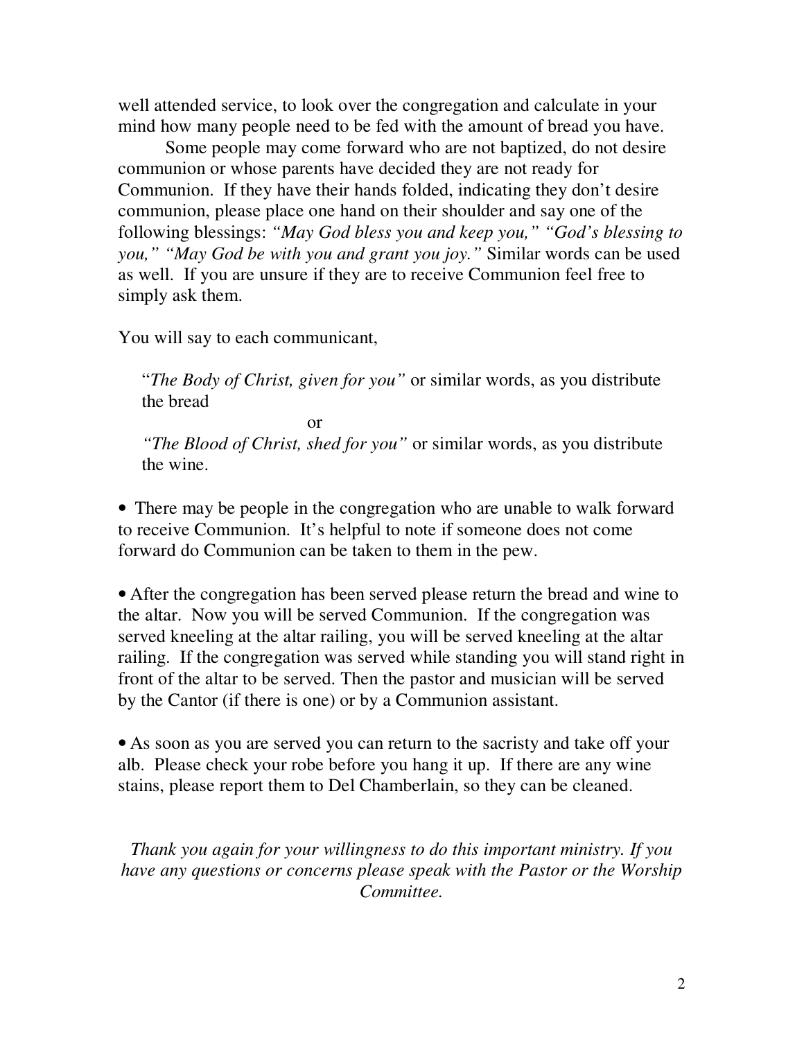well attended service, to look over the congregation and calculate in your mind how many people need to be fed with the amount of bread you have.

Some people may come forward who are not baptized, do not desire communion or whose parents have decided they are not ready for Communion. If they have their hands folded, indicating they don't desire communion, please place one hand on their shoulder and say one of the following blessings: *"May God bless you and keep you," "God's blessing to you," "May God be with you and grant you joy."* Similar words can be used as well. If you are unsure if they are to receive Communion feel free to simply ask them.

You will say to each communicant,

> "*The Body of Christ, given for you"* or similar words, as you distribute the bread
>
> or
>
> *"The Blood of Christ, shed for you"* or similar words, as you distribute the wine.

- There may be people in the congregation who are unable to walk forward to receive Communion. It's helpful to note if someone does not come forward do Communion can be taken to them in the pew.

- After the congregation has been served please return the bread and wine to the altar. Now you will be served Communion. If the congregation was served kneeling at the altar railing, you will be served kneeling at the altar railing. If the congregation was served while standing you will stand right in front of the altar to be served. Then the pastor and musician will be served by the Cantor (if there is one) or by a Communion assistant.

- As soon as you are served you can return to the sacristy and take off your alb. Please check your robe before you hang it up. If there are any wine stains, please report them to Del Chamberlain, so they can be cleaned.

*Thank you again for your willingness to do this important ministry. If you have any questions or concerns please speak with the Pastor or the Worship Committee.*